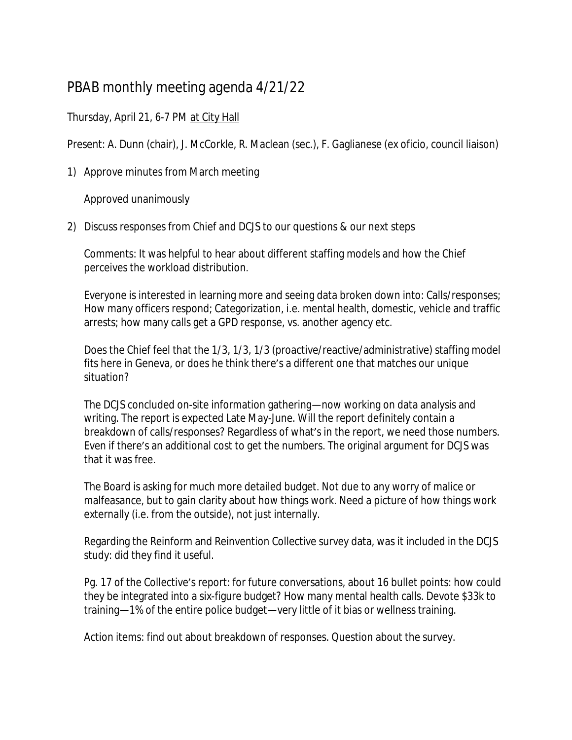# PBAB monthly meeting agenda 4/21/22

Thursday, April 21, 6-7 PM at City Hall

Present: A. Dunn (chair), J. McCorkle, R. Maclean (sec.), F. Gaglianese (ex oficio, council liaison)

1) Approve minutes from March meeting

   Approved unanimously

2) Discuss responses from Chief and DCJS to our questions & our next steps

   Comments: It was helpful to hear about different staffing models and how the Chief perceives the workload distribution.

   Everyone is interested in learning more and seeing data broken down into: Calls/responses; How many officers respond; Categorization, i.e. mental health, domestic, vehicle and traffic arrests; how many calls get a GPD response, vs. another agency etc.

   Does the Chief feel that the 1/3, 1/3, 1/3 (proactive/reactive/administrative) staffing model fits here in Geneva, or does he think there's a different one that matches our unique situation?

   The DCJS concluded on-site information gathering—now working on data analysis and writing. The report is expected Late May-June. Will the report definitely contain a breakdown of calls/responses? Regardless of what's in the report, we need those numbers. Even if there's an additional cost to get the numbers. The original argument for DCJS was that it was free.

   The Board is asking for much more detailed budget. Not due to any worry of malice or malfeasance, but to gain clarity about how things work. Need a picture of how things work externally (i.e. from the outside), not just internally.

   Regarding the Reinform and Reinvention Collective survey data, was it included in the DCJS study: did they find it useful.

   Pg. 17 of the Collective's report: for future conversations, about 16 bullet points: how could they be integrated into a six-figure budget? How many mental health calls. Devote $33k to training—1% of the entire police budget—very little of it bias or wellness training.

   Action items: find out about breakdown of responses. Question about the survey.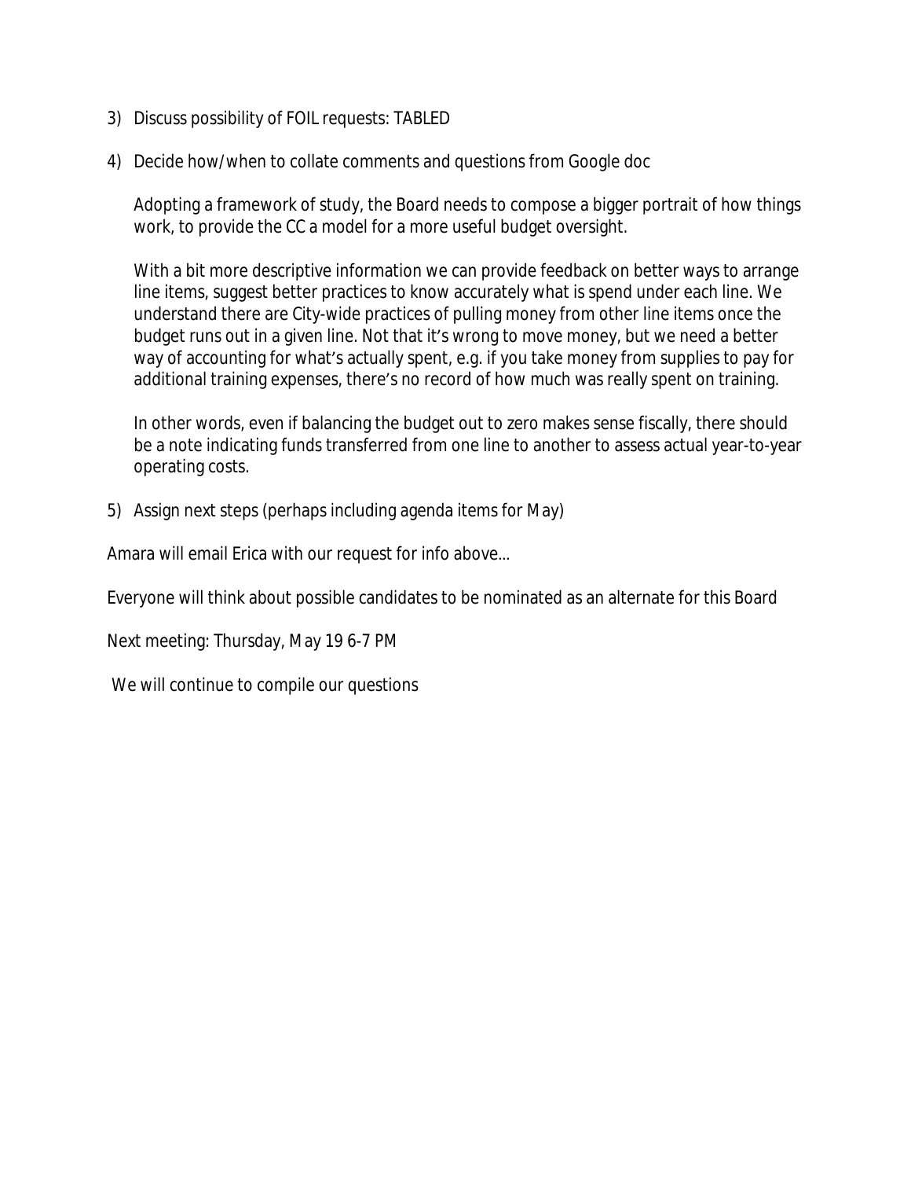3) Discuss possibility of FOIL requests: TABLED

4) Decide how/when to collate comments and questions from Google doc

   Adopting a framework of study, the Board needs to compose a bigger portrait of how things work, to provide the CC a model for a more useful budget oversight.

   With a bit more descriptive information we can provide feedback on better ways to arrange line items, suggest better practices to know accurately what is spend under each line. We understand there are City-wide practices of pulling money from other line items once the budget runs out in a given line. Not that it's wrong to move money, but we need a better way of accounting for what's actually spent, e.g. if you take money from supplies to pay for additional training expenses, there's no record of how much was really spent on training.

   In other words, even if balancing the budget out to zero makes sense fiscally, there should be a note indicating funds transferred from one line to another to assess actual year-to-year operating costs.

5) Assign next steps (perhaps including agenda items for May)

Amara will email Erica with our request for info above...

Everyone will think about possible candidates to be nominated as an alternate for this Board

Next meeting: Thursday, May 19 6-7 PM

We will continue to compile our questions